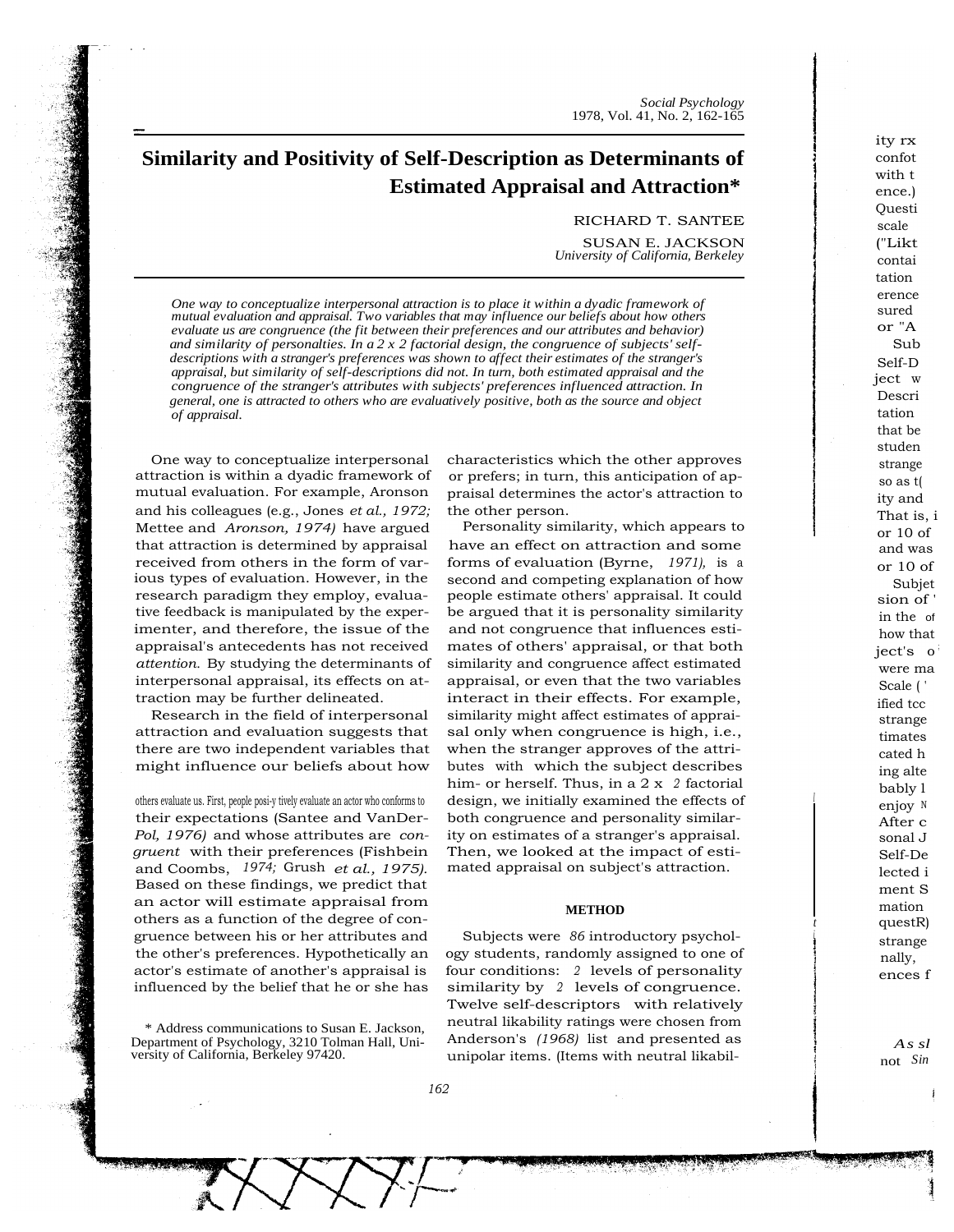# Similarity and Positivity of Self-Description as Determinants of Estimated Appraisal and Attraction*

RICHARD T. SANTEE

SUSAN E. JACKSON

*University of California, Berkeley*

*One way to conceptualize interpersonal attraction is to place it within a dyadic framework of mutual evaluation and appraisal. Two variables that may influence our beliefs about how others evaluate us are congruence (the fit between their preferences and our attributes and behavior) and similarity of personalties. In a 2 x 2 factorial design, the congruence of subjects' self-descriptions with a stranger's preferences was shown to affect their estimates of the stranger's appraisal, but similarity of self-descriptions did not. In turn, both estimated appraisal and the congruence of the stranger's attributes with subjects' preferences influenced attraction. In general, one is attracted to others who are evaluatively positive, both as the source and object of appraisal.*

One way to conceptualize interpersonal attraction is within a dyadic framework of mutual evaluation. For example, Aronson and his colleagues (e.g., Jones *et al., 1972;* Mettee and *Aronson, 1974)* have argued that attraction is determined by appraisal received from others in the form of various types of evaluation. However, in the research paradigm they employ, evaluative feedback is manipulated by the experimenter, and therefore, the issue of the appraisal's antecedents has not received *attention.* By studying the determinants of interpersonal appraisal, its effects on attraction may be further delineated.

Research in the field of interpersonal attraction and evaluation suggests that there are two independent variables that might influence our beliefs about how others evaluate us. First, people positively evaluate an actor who conforms to their expectations (Santee and VanDer-*Pol, 1976)* and whose attributes are *congruent* with their preferences (Fishbein and Coombs, *1974;* Grush *et al., 1975).* Based on these findings, we predict that an actor will estimate appraisal from others as a function of the degree of congruence between his or her attributes and the other's preferences. Hypothetically an actor's estimate of another's appraisal is influenced by the belief that he or she has characteristics which the other approves or prefers; in turn, this anticipation of appraisal determines the actor's attraction to the other person.

Personality similarity, which appears to have an effect on attraction and some forms of evaluation (Byrne, *1971),* is a second and competing explanation of how people estimate others' appraisal. It could be argued that it is personality similarity and not congruence that influences estimates of others' appraisal, or that both similarity and congruence affect estimated appraisal, or even that the two variables interact in their effects. For example, similarity might affect estimates of appraisal only when congruence is high, i.e., when the stranger approves of the attributes with which the subject describes him- or herself. Thus, in a 2 x *2* factorial design, we initially examined the effects of both congruence and personality similarity on estimates of a stranger's appraisal. Then, we looked at the impact of estimated appraisal on subject's attraction.

## METHOD

Subjects were *86* introductory psychology students, randomly assigned to one of four conditions: *2* levels of personality similarity by *2* levels of congruence. Twelve self-descriptors with relatively neutral likability ratings were chosen from Anderson's *(1968)* list and presented as unipolar items. (Items with neutral likabil-

* Address communications to Susan E. Jackson, Department of Psychology, 3210 Tolman Hall, University of California, Berkeley 97420.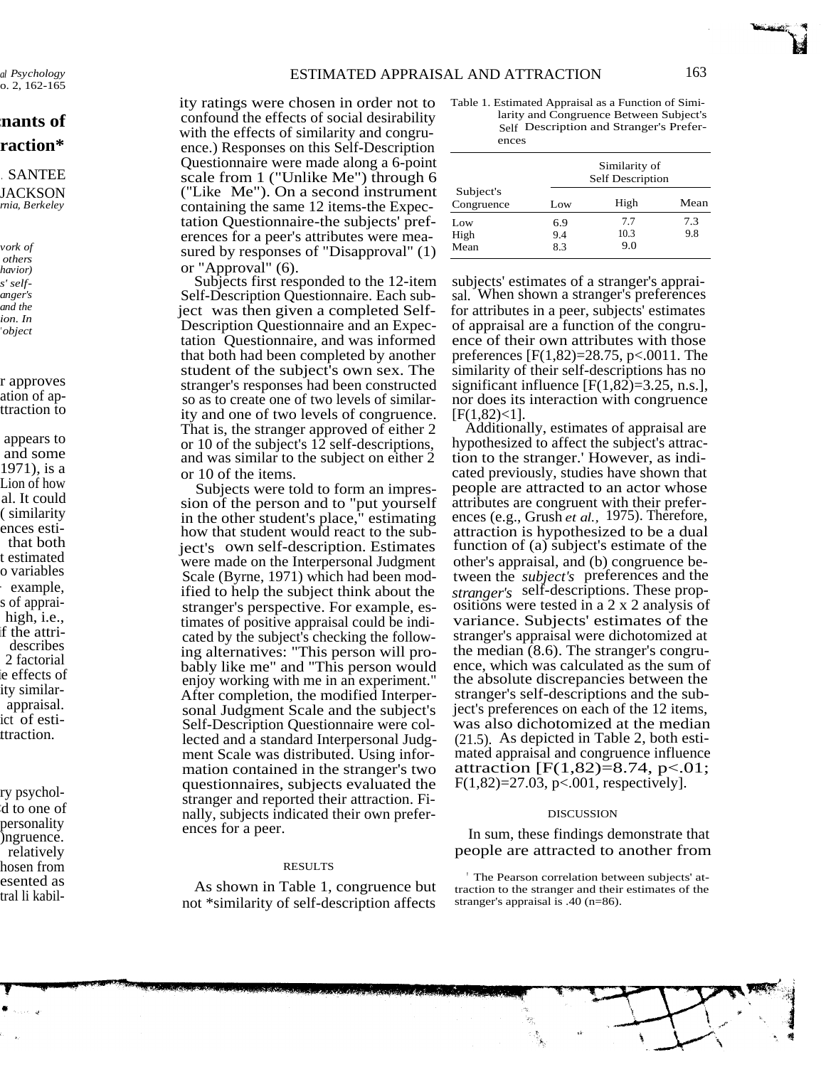ity ratings were chosen in order not to confound the effects of social desirability with the effects of similarity and congruence.) Responses on this Self-Description Questionnaire were made along a 6-point scale from 1 ("Unlike Me") through 6 ("Like Me"). On a second instrument containing the same 12 items-the Expectation Questionnaire-the subjects' preferences for a peer's attributes were measured by responses of "Disapproval" (1) or "Approval" (6).

Subjects first responded to the 12-item Self-Description Questionnaire. Each subject was then given a completed Self-Description Questionnaire and an Expectation Questionnaire, and was informed that both had been completed by another student of the subject's own sex. The stranger's responses had been constructed so as to create one of two levels of similarity and one of two levels of congruence. That is, the stranger approved of either 2 or 10 of the subject's 12 self-descriptions, and was similar to the subject on either 2 or 10 of the items.

Subjects were told to form an impression of the person and to "put yourself in the other student's place," estimating how that student would react to the subject's own self-description. Estimates were made on the Interpersonal Judgment Scale (Byrne, 1971) which had been modified to help the subject think about the stranger's perspective. For example, estimates of positive appraisal could be indicated by the subject's checking the following alternatives: "This person will probably like me" and "This person would enjoy working with me in an experiment." After completion, the modified Interpersonal Judgment Scale and the subject's Self-Description Questionnaire were collected and a standard Interpersonal Judgment Scale was distributed. Using information contained in the stranger's two questionnaires, subjects evaluated the stranger and reported their attraction. Finally, subjects indicated their own preferences for a peer.

## RESULTS

As shown in Table 1, congruence but not *similarity of self-description affects subjects' estimates of a stranger's appraisal. When shown a stranger's preferences for attributes in a peer, subjects' estimates of appraisal are a function of the congruence of their own attributes with those preferences [$F(1,82)=28.75$, $p<.001$]. The similarity of their self-descriptions has no significant influence [$F(1,82)=3.25$, n.s.], nor does its interaction with congruence [$F(1,82)<1$].

Table 1. Estimated Appraisal as a Function of Similarity and Congruence Between Subject's Self Description and Stranger's Preferences

| Subject's Congruence | Similarity of Self Description | | |
|---|---|---|---|
| | Low | High | Mean |
| Low | 6.9 | 7.7 | 7.3 |
| High | 9.4 | 10.3 | 9.8 |
| Mean | 8.3 | 9.0 | |

Additionally, estimates of appraisal are hypothesized to affect the subject's attraction to the stranger.[1] However, as indicated previously, studies have shown that people are attracted to an actor whose attributes are congruent with their preferences (e.g., Grush *et al.,* 1975). Therefore, attraction is hypothesized to be a dual function of (a) subject's estimate of the other's appraisal, and (b) congruence between the *subject's* preferences and the *stranger's* self-descriptions. These propositions were tested in a 2 x 2 analysis of variance. Subjects' estimates of the stranger's appraisal were dichotomized at the median (8.6). The stranger's congruence, which was calculated as the sum of the absolute discrepancies between the stranger's self-descriptions and the subject's preferences on each of the 12 items, was also dichotomized at the median (21.5). As depicted in Table 2, both estimated appraisal and congruence influence attraction [$F(1,82)=8.74$, $p<.01$; $F(1,82)=27.03$, $p<.001$, respectively].

## DISCUSSION

In sum, these findings demonstrate that people are attracted to another from

[1] The Pearson correlation between subjects' attraction to the stranger and their estimates of the stranger's appraisal is .40 (n=86).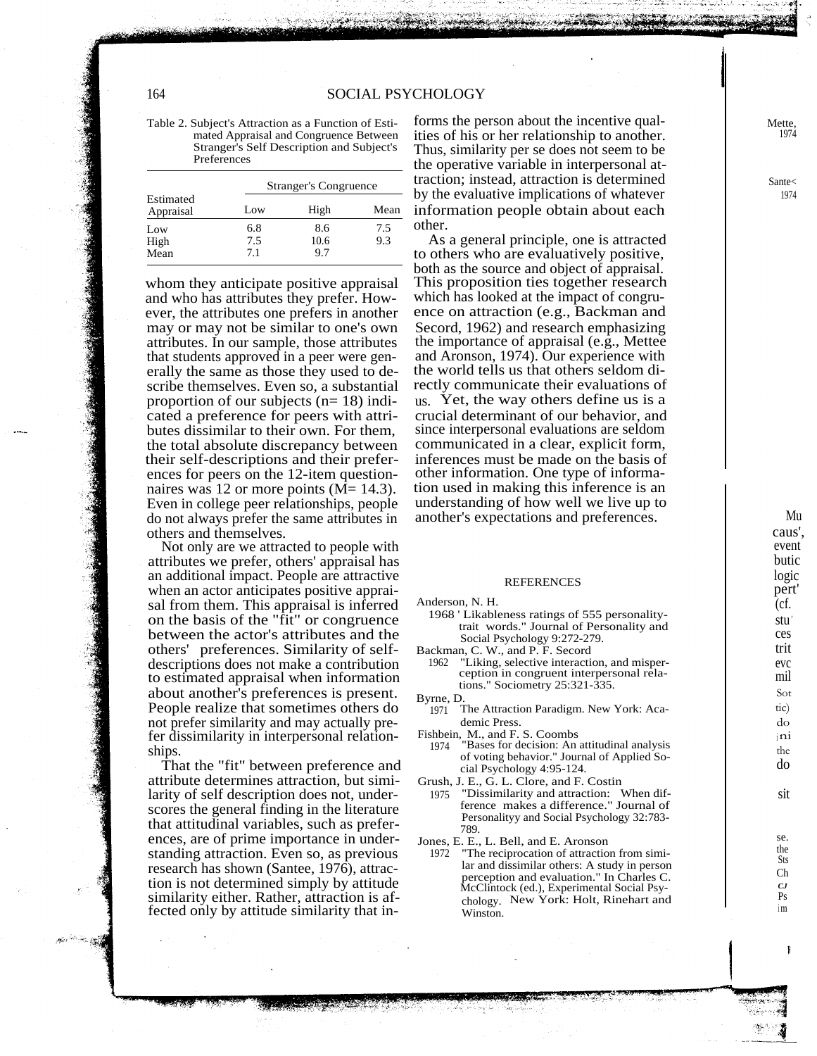Table 2. Subject's Attraction as a Function of Estimated Appraisal and Congruence Between Stranger's Self Description and Subject's Preferences

| Estimated Appraisal | Stranger's Congruence | | |
|---|---|---|---|
| | Low | High | Mean |
| Low | 6.8 | 8.6 | 7.5 |
| High | 7.5 | 10.6 | 9.3 |
| Mean | 7.1 | 9.7 | |

whom they anticipate positive appraisal and who has attributes they prefer. However, the attributes one prefers in another may or may not be similar to one's own attributes. In our sample, those attributes that students approved in a peer were generally the same as those they used to describe themselves. Even so, a substantial proportion of our subjects (n= 18) indicated a preference for peers with attributes dissimilar to their own. For them, the total absolute discrepancy between their self-descriptions and their preferences for peers on the 12-item questionnaires was 12 or more points (M= 14.3). Even in college peer relationships, people do not always prefer the same attributes in others and themselves.

Not only are we attracted to people with attributes we prefer, others' appraisal has an additional impact. People are attractive when an actor anticipates positive appraisal from them. This appraisal is inferred on the basis of the "fit" or congruence between the actor's attributes and the others' preferences. Similarity of self-descriptions does not make a contribution to estimated appraisal when information about another's preferences is present. People realize that sometimes others do not prefer similarity and may actually prefer dissimilarity in interpersonal relationships.

That the "fit" between preference and attribute determines attraction, but similarity of self description does not, underscores the general finding in the literature that attitudinal variables, such as preferences, are of prime importance in understanding attraction. Even so, as previous research has shown (Santee, 1976), attraction is not determined simply by attitude similarity either. Rather, attraction is affected only by attitude similarity that informs the person about the incentive qualities of his or her relationship to another. Thus, similarity per se does not seem to be the operative variable in interpersonal attraction; instead, attraction is determined by the evaluative implications of whatever information people obtain about each other.

As a general principle, one is attracted to others who are evaluatively positive, both as the source and object of appraisal. This proposition ties together research which has looked at the impact of congruence on attraction (e.g., Backman and Secord, 1962) and research emphasizing the importance of appraisal (e.g., Mettee and Aronson, 1974). Our experience with the world tells us that others seldom directly communicate their evaluations of us. Yet, the way others define us is a crucial determinant of our behavior, and since interpersonal evaluations are seldom communicated in a clear, explicit form, inferences must be made on the basis of other information. One type of information used in making this inference is an understanding of how well we live up to another's expectations and preferences.

## REFERENCES

Anderson, N. H.
1968 "Likableness ratings of 555 personality-trait words." Journal of Personality and Social Psychology 9:272-279.

Backman, C. W., and P. F. Secord
1962 "Liking, selective interaction, and misperception in congruent interpersonal relations." Sociometry 25:321-335.

Byrne, D.
1971 The Attraction Paradigm. New York: Academic Press.

Fishbein, M., and F. S. Coombs
1974 "Bases for decision: An attitudinal analysis of voting behavior." Journal of Applied Social Psychology 4:95-124.

Grush, J. E., G. L. Clore, and F. Costin
1975 "Dissimilarity and attraction: When difference makes a difference." Journal of Personalityy and Social Psychology 32:783-789.

Jones, E. E., L. Bell, and E. Aronson
1972 "The reciprocation of attraction from similar and dissimilar others: A study in person perception and evaluation." In Charles C. McClintock (ed.), Experimental Social Psychology. New York: Holt, Rinehart and Winston.